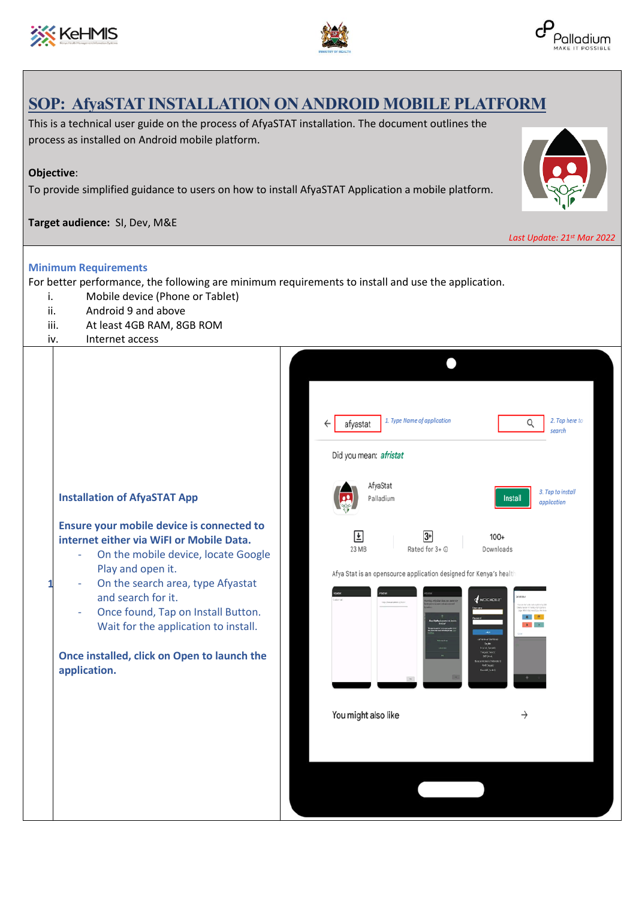# SOP: AfyaSTAT INSTALLATION ON ANDROID MOBILE PLATFORM

This is a technical user guide on the process of AfyaSTAT installation. The document outlines the process as installed on Android mobile platform.

**Objective**:

To provide simplified guidance to users on how to install AfyaSTAT Application a mobile platform.

**Target audience:** SI, Dev, M&E

*Last Update: 21st Mar 2022*

### Minimum Requirements

For better performance, the following are minimum requirements to install and use the application.

i. Mobile device (Phone or Tablet)

ii. Android 9 and above

iii. At least 4GB RAM, 8GB ROM

iv. Internet access

| | | |
|---|---|---|
| 1 | **Installation of AfyaSTAT App**<br><br>**Ensure your mobile device is connected to internet either via WiFI or Mobile Data.**<br>- On the mobile device, locate Google Play and open it.<br>- On the search area, type Afyastat and search for it.<br>- Once found, Tap on Install Button. Wait for the application to install.<br><br>**Once installed, click on Open to launch the application.** | afyastat — 1. Type Name of application — 2. Tap here to search<br>Did you mean: *afristat*<br>AfyaStat Palladium — Install — 3. Tap to install application<br>23 MB — Rated for 3+ — 100+ Downloads<br>Afya Stat is an opensource application designed for Kenya's healt<br>You might also like |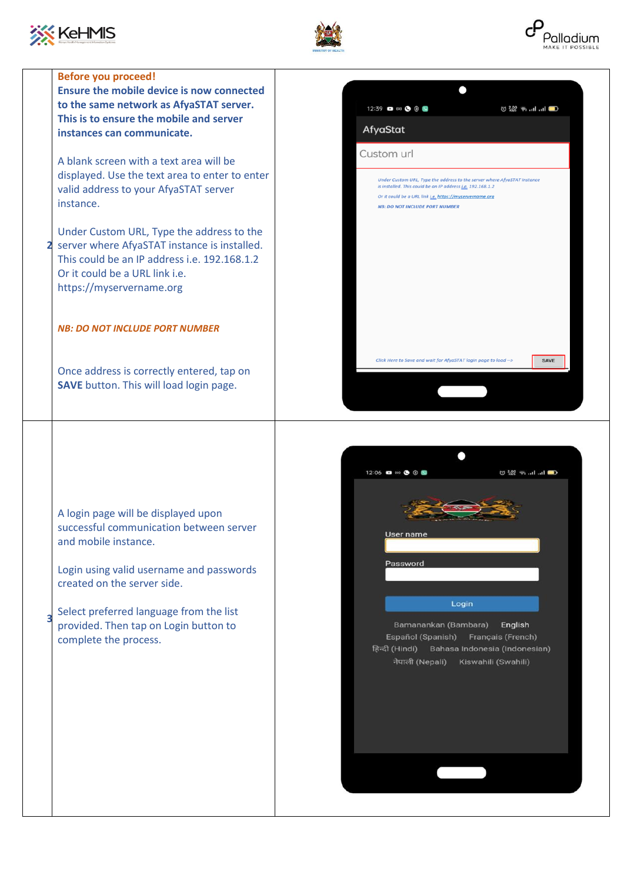| | | |
|---|---|---|
| 2 | **Before you proceed!**<br>**Ensure the mobile device is now connected to the same network as AfyaSTAT server. This is to ensure the mobile and server instances can communicate.**<br><br>A blank screen with a text area will be displayed. Use the text area to enter to enter valid address to your AfyaSTAT server instance.<br><br>Under Custom URL, Type the address to the server where AfyaSTAT instance is installed. This could be an IP address i.e. 192.168.1.2 Or it could be a URL link i.e. https://myservername.org<br><br>***NB: DO NOT INCLUDE PORT NUMBER***<br><br>Once address is correctly entered, tap on **SAVE** button. This will load login page. | |
| 3 | A login page will be displayed upon successful communication between server and mobile instance.<br><br>Login using valid username and passwords created on the server side.<br><br>Select preferred language from the list provided. Then tap on Login button to complete the process. | |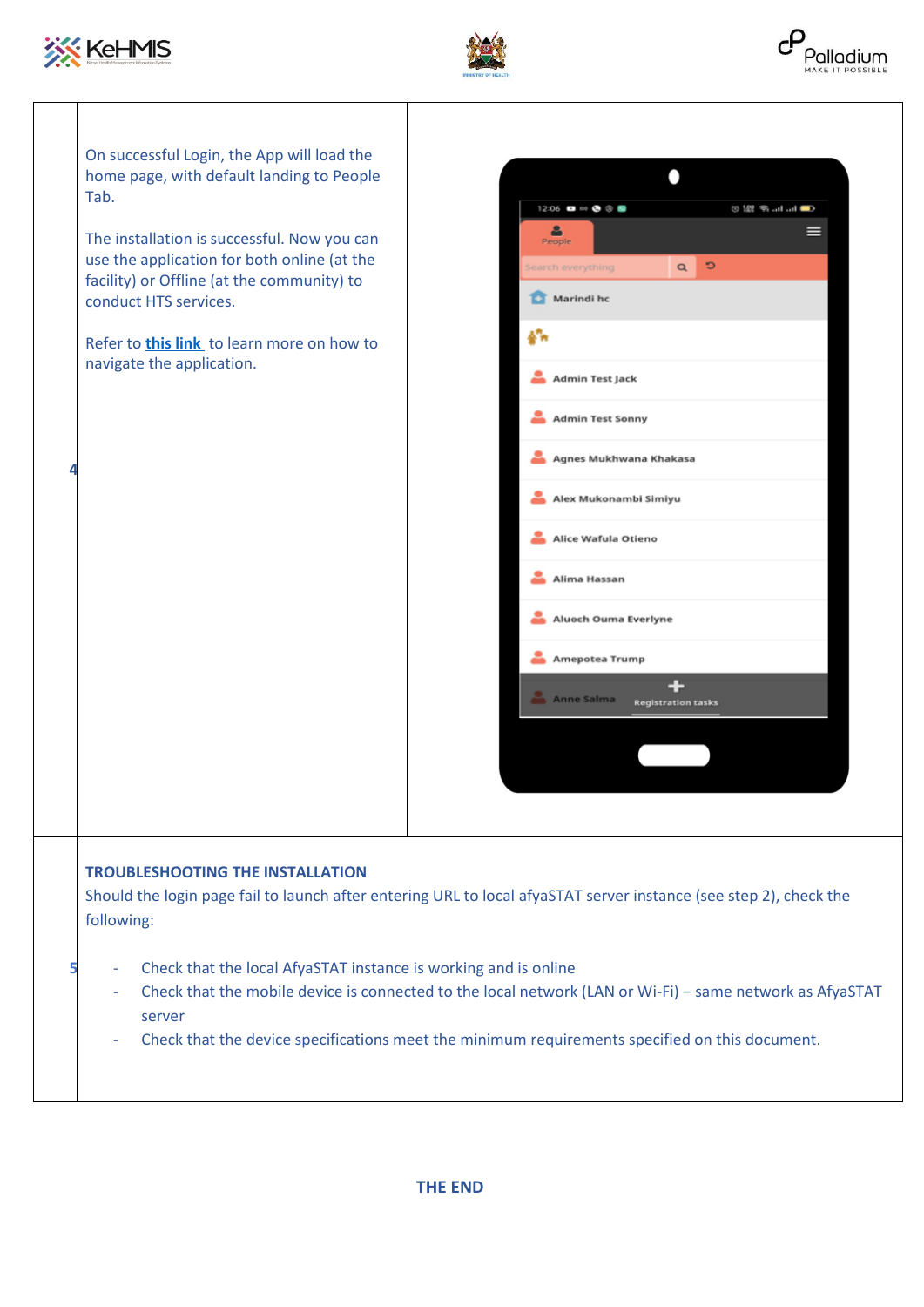| | | |
|---|---|---|
| 4 | On successful Login, the App will load the home page, with default landing to People Tab.<br><br>The installation is successful. Now you can use the application for both online (at the facility) or Offline (at the community) to conduct HTS services.<br><br>Refer to **this link** to learn more on how to navigate the application. | |
| 5 | **TROUBLESHOOTING THE INSTALLATION**<br>Should the login page fail to launch after entering URL to local afyaSTAT server instance (see step 2), check the following:<br><br>- Check that the local AfyaSTAT instance is working and is online<br>- Check that the mobile device is connected to the local network (LAN or Wi-Fi) – same network as AfyaSTAT server<br>- Check that the device specifications meet the minimum requirements specified on this document. | |

**THE END**